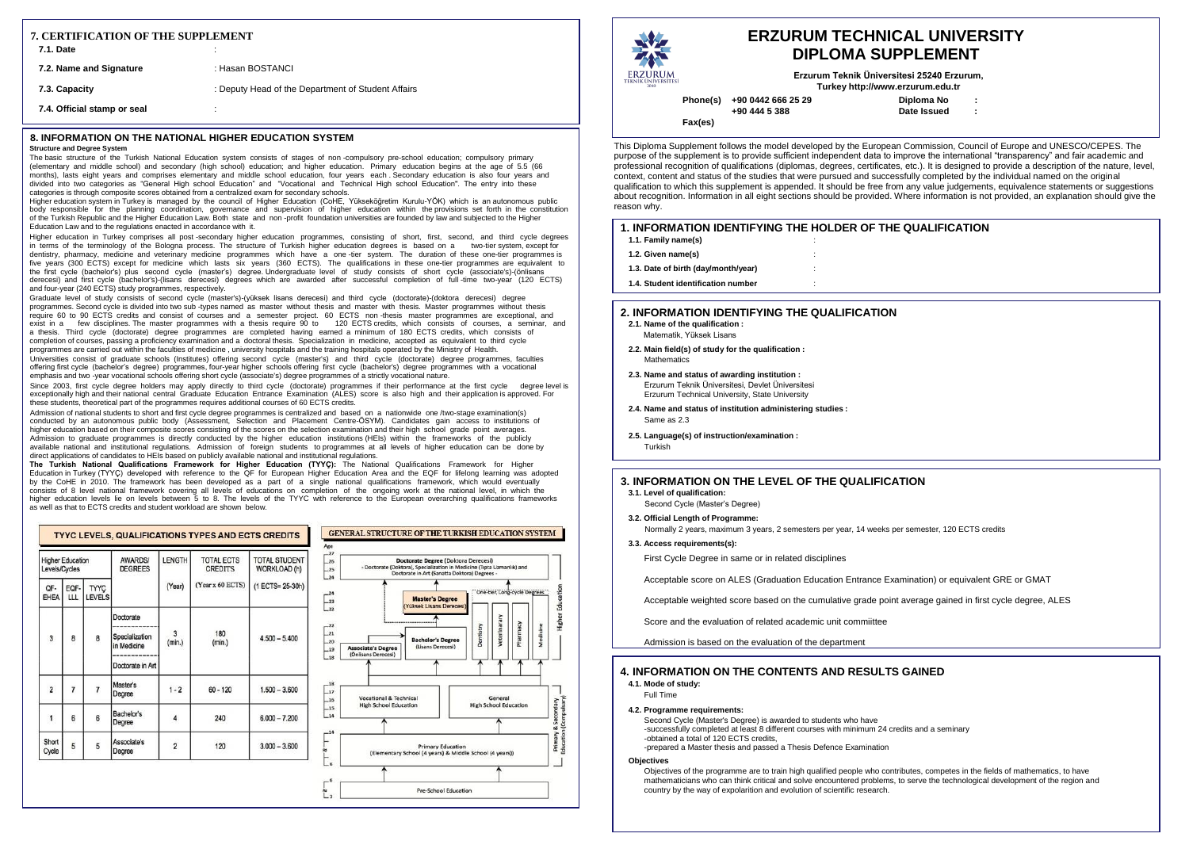## 7. CERTIFICATION OF THE SUPPLEMENT

**7.1. Date** :

**7.2. Name and Signature** : Hasan BOSTANCI

**7.3. Capacity** : Deputy Head of the Department of Student Affairs

**7.4. Official stamp or seal** :

## 8. INFORMATION ON THE NATIONAL HIGHER EDUCATION SYSTEM

**Structure and Degree System**

The basic structure of the Turkish National Education system consists of stages of non-compulsory pre-school education; compulsory primary (elementary and middle school) and secondary (high school) education; and higher education. Primary education begins at the age of 5.5 (66 months), lasts eight years and comprises elementary and middle school education, four years each. Secondary education is also four years and divided into two categories as "General High school Education" and "Vocational and Technical High school Education". The entry into these categories is through composite scores obtained from a centralized exam for secondary schools.

Higher education system in Turkey is managed by the council of Higher Education (CoHE, Yükseköğretim Kurulu-YÖK) which is an autonomous public body responsible for the planning coordination, governance and supervision of higher education within the provisions set forth in the constitution of the Turkish Republic and the Higher Education Law. Both state and non-profit foundation universities are founded by law and subjected to the Higher Education Law and to the regulations enacted in accordance with it.

Higher education in Turkey comprises all post-secondary higher education programmes, consisting of short, first, second, and third cycle degrees in terms of the terminology of the Bologna process. The structure of Turkish higher education degrees is based on a two-tier system, except for dentistry, pharmacy, medicine and veterinary medicine programmes which have a one-tier system. The duration of these one-tier programmes is five years (300 ECTS) except for medicine which lasts six years (360 ECTS). The qualifications in these one-tier programmes are equivalent to the first cycle (bachelor's) plus second cycle (master's) degree. Undergraduate level of study consists of short cycle (associate's)-(önlisans derecesi) and first cycle (bachelor's)-(lisans derecesi) degrees which are awarded after successful completion of full-time two-year (120 ECTS) and four-year (240 ECTS) study programmes, respectively.

Graduate level of study consists of second cycle (master's)-(yüksek lisans derecesi) and third cycle (doctorate)-(doktora derecesi) degree programmes. Second cycle is divided into two sub-types named as master without thesis and master with thesis. Master programmes without thesis require 60 to 90 ECTS credits and consist of courses and a semester project. 60 ECTS non-thesis master programmes are exceptional, and exist in a few disciplines. The master programmes with a thesis require 90 to 120 ECTS credits, which consists of courses, a seminar, and a thesis. Third cycle (doctorate) degree programmes are completed having earned a minimum of 180 ECTS credits, which consists of completion of courses, passing a proficiency examination and a doctoral thesis. Specialization in medicine, accepted as equivalent to third cycle programmes are carried out within the faculties of medicine, university hospitals and the training hospitals operated by the Ministry of Health.

Universities consist of graduate schools (Institutes) offering second cycle (master's) and third cycle (doctorate) degree programmes, faculties offering first cycle (bachelor's degree) programmes, four-year higher schools offering first cycle (bachelor's) degree programmes with a vocational emphasis and two-year vocational schools offering short cycle (associate's) degree programmes of a strictly vocational nature.

Since 2003, first cycle degree holders may apply directly to third cycle (doctorate) programmes if their performance at the first cycle degree level is exceptionally high and their national central Graduate Education Entrance Examination (ALES) score is also high and their application is approved. For these students, theoretical part of the programmes requires additional courses of 60 ECTS credits.

Admission of national students to short and first cycle degree programmes is centralized and based on a nationwide one /two-stage examination(s) conducted by an autonomous public body (Assessment, Selection and Placement Centre-ÖSYM). Candidates gain access to institutions of higher education based on their composite scores consisting of the scores on the selection examination and their high school grade point averages. Admission to graduate programmes is directly conducted by the higher education institutions (HEIs) within the frameworks of the publicly available national and institutional regulations. Admission of foreign students to programmes at all levels of higher education can be done by direct applications of candidates to HEIs based on publicly available national and institutional regulations.

**The Turkish National Qualifications Framework for Higher Education (TYYÇ):** The National Qualifications Framework for Higher Education in Turkey (TYYÇ) developed with reference to the QF for European Higher Education Area and the EQF for lifelong learning was adopted by the CoHE in 2010. The framework has been developed as a part of a single national qualifications framework, which would eventually consists of 8 level national framework covering all levels of educations on completion of the ongoing work at the national level, in which the higher education levels lie on levels between 5 to 8. The levels of the TYYC with reference to the European overarching qualifications frameworks as well as that to ECTS credits and student workload are shown below.

**TYYC LEVELS, QUALIFICATIONS TYPES AND ECTS CREDITS**

| Higher Education Levels/Cycles | | | AWARDS/ DEGREES | LENGTH | TOTAL ECTS CREDITS | TOTAL STUDENT WORKLOAD (h) |
|---|---|---|---|---|---|---|
| QF-EHEA | EQF-LLL | TYYÇ LEVELS | | (Year) | (Year x 60 ECTS) | (1 ECTS= 25-30h) |
| 3 | 8 | 8 | Doctorate / Specialization in Medicine / Doctorate in Art | 3 (min.) | 180 (min.) | 4.500 – 5.400 |
| 2 | 7 | 7 | Master's Degree | 1 - 2 | 60 - 120 | 1.500 – 3.600 |
| 1 | 6 | 6 | Bachelor's Degree | 4 | 240 | 6.000 – 7.200 |
| Short Cycle | 5 | 5 | Associate's Degree | 2 | 120 | 3.000 – 3.600 |

**GENERAL STRUCTURE OF THE TURKISH EDUCATION SYSTEM**

Age

Doctorate Degree (Doktora Derecesi)
- Doctorate (Doktora), Specialization in Medicine (Tıpta Uzmanlık) and Doctorate in Art (Sanatta Doktora) Degrees -

Master's Degree (Yüksek Lisans Derecesi)

One-tier, Long-cycle Degrees

Bachelor's Degree (Lisans Derecesi)

Associate's Degree (Önlisans Derecesi)

Dentistry

Veterinary

Pharmacy

Medicine

Higher Education

Vocational & Technical High School Education

General High School Education

Primary & Secondary Education (Compulsory)

Primary Education (Elementary School (4 years) & Middle School (4 years))

Pre-School Education

# ERZURUM TECHNICAL UNIVERSITY DIPLOMA SUPPLEMENT

**Erzurum Teknik Üniversitesi 25240 Erzurum, Turkey http://www.erzurum.edu.tr**

**Phone(s)** +90 0442 666 25 29 / +90 444 5 388

**Fax(es)**

**Diploma No** :

**Date Issued** :

This Diploma Supplement follows the model developed by the European Commission, Council of Europe and UNESCO/CEPES. The purpose of the supplement is to provide sufficient independent data to improve the international "transparency" and fair academic and professional recognition of qualifications (diplomas, degrees, certificates, etc.). It is designed to provide a description of the nature, level, context, content and status of the studies that were pursued and successfully completed by the individual named on the original qualification to which this supplement is appended. It should be free from any value judgements, equivalence statements or suggestions about recognition. Information in all eight sections should be provided. Where information is not provided, an explanation should give the reason why.

## 1. INFORMATION IDENTIFYING THE HOLDER OF THE QUALIFICATION

**1.1. Family name(s)** :

**1.2. Given name(s)** :

**1.3. Date of birth (day/month/year)** :

**1.4. Student identification number** :

## 2. INFORMATION IDENTIFYING THE QUALIFICATION

**2.1. Name of the qualification :**
Matematik, Yüksek Lisans

**2.2. Main field(s) of study for the qualification :**
Mathematics

**2.3. Name and status of awarding institution :**
Erzurum Teknik Üniversitesi, Devlet Üniversitesi
Erzurum Technical University, State University

**2.4. Name and status of institution administering studies :**
Same as 2.3

**2.5. Language(s) of instruction/examination :**
Turkish

## 3. INFORMATION ON THE LEVEL OF THE QUALIFICATION

**3.1. Level of qualification:**
Second Cycle (Master's Degree)

**3.2. Official Length of Programme:**
Normally 2 years, maximum 3 years, 2 semesters per year, 14 weeks per semester, 120 ECTS credits

**3.3. Access requirements(s):**

First Cycle Degree in same or in related disciplines

Acceptable score on ALES (Graduation Education Entrance Examination) or equivalent GRE or GMAT

Acceptable weighted score based on the cumulative grade point average gained in first cycle degree, ALES

Score and the evaluation of related academic unit commiittee

Admission is based on the evaluation of the department

## 4. INFORMATION ON THE CONTENTS AND RESULTS GAINED

**4.1. Mode of study:**
Full Time

**4.2. Programme requirements:**
Second Cycle (Master's Degree) is awarded to students who have
-successfully completed at least 8 different courses with minimum 24 credits and a seminary
-obtained a total of 120 ECTS credits,
-prepared a Master thesis and passed a Thesis Defence Examination

**Objectives**

Objectives of the programme are to train high qualified people who contributes, competes in the fields of mathematics, to have mathematicians who can think critical and solve encountered problems, to serve the technological development of the region and country by the way of expolarition and evolution of scientific research.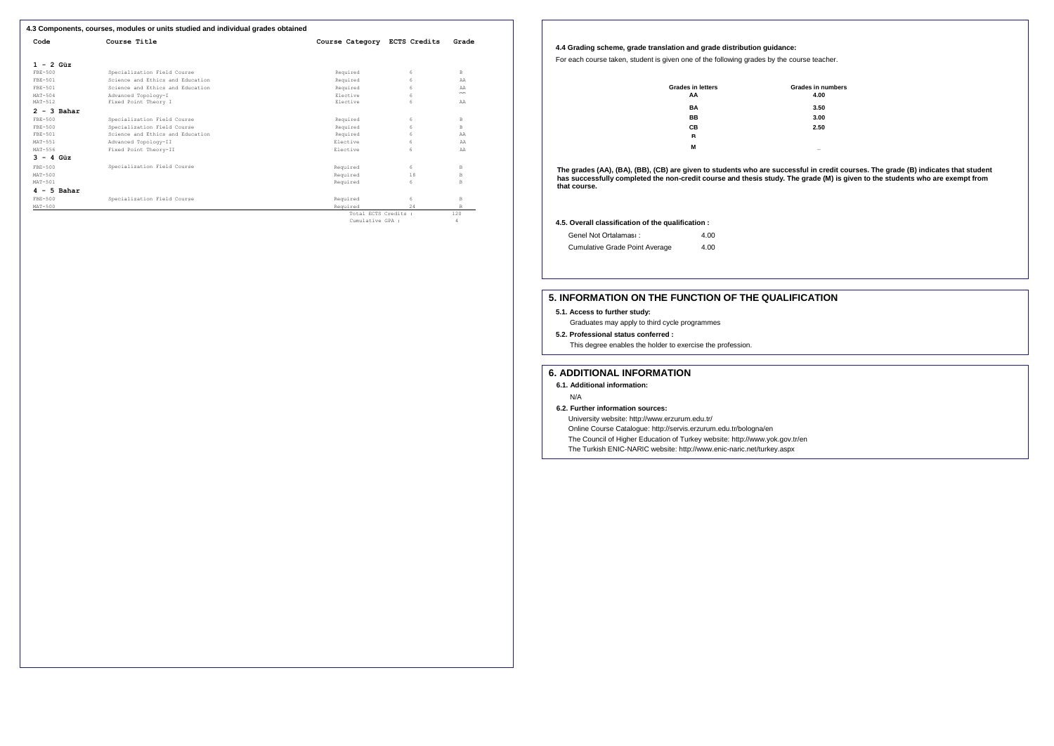### 4.3 Components, courses, modules or units studied and individual grades obtained

| Code | Course Title | Course Category | ECTS Credits | Grade |
|---|---|---|---|---|
| **1 - 2 Güz** | | | | |
| FBE-500 | Specialization Field Course | Required | 6 | B |
| FBE-501 | Science and Ethics and Education | Required | 6 | AA |
| FBE-501 | Science and Ethics and Education | Required | 6 | AA |
| MAT-504 | Advanced Topology-I | Elective | 6 | BB |
| MAT-512 | Fixed Point Theory I | Elective | 6 | AA |
| **2 - 3 Bahar** | | | | |
| FBE-500 | Specialization Field Course | Required | 6 | B |
| FBE-500 | Specialization Field Course | Required | 6 | B |
| FBE-501 | Science and Ethics and Education | Required | 6 | AA |
| MAT-551 | Advanced Topology-II | Elective | 6 | AA |
| MAT-556 | Fixed Point Theory-II | Elective | 6 | AA |
| **3 - 4 Güz** | | | | |
| FBE-500 | Specialization Field Course | Required | 6 | B |
| MAT-500 | | Required | 18 | B |
| MAT-501 | | Required | 6 | B |
| **4 - 5 Bahar** | | | | |
| FBE-500 | Specialization Field Course | Required | 6 | B |
| MAT-500 | | Required | 24 | B |
| | | Total ECTS Credits : | | 120 |
| | | Cumulative GPA : | | 4 |

### 4.4 Grading scheme, grade translation and grade distribution guidance:

For each course taken, student is given one of the following grades by the course teacher.

| Grades in letters | Grades in numbers |
|---|---|
| AA | 4.00 |
| BA | 3.50 |
| BB | 3.00 |
| CB | 2.50 |
| B | |
| M | – |

**The grades (AA), (BA), (BB), (CB) are given to students who are successful in credit courses. The grade (B) indicates that student has successfully completed the non-credit course and thesis study. The grade (M) is given to the students who are exempt from that course.**

### 4.5. Overall classification of the qualification :

Genel Not Ortalaması : 4.00

Cumulative Grade Point Average 4.00

## 5. INFORMATION ON THE FUNCTION OF THE QUALIFICATION

**5.1. Access to further study:**

Graduates may apply to third cycle programmes

**5.2. Professional status conferred :**

This degree enables the holder to exercise the profession.

## 6. ADDITIONAL INFORMATION

**6.1. Additional information:**

N/A

**6.2. Further information sources:**

University website: http://www.erzurum.edu.tr/

Online Course Catalogue: http://servis.erzurum.edu.tr/bologna/en

The Council of Higher Education of Turkey website: http://www.yok.gov.tr/en

The Turkish ENIC-NARIC website: http://www.enic-naric.net/turkey.aspx